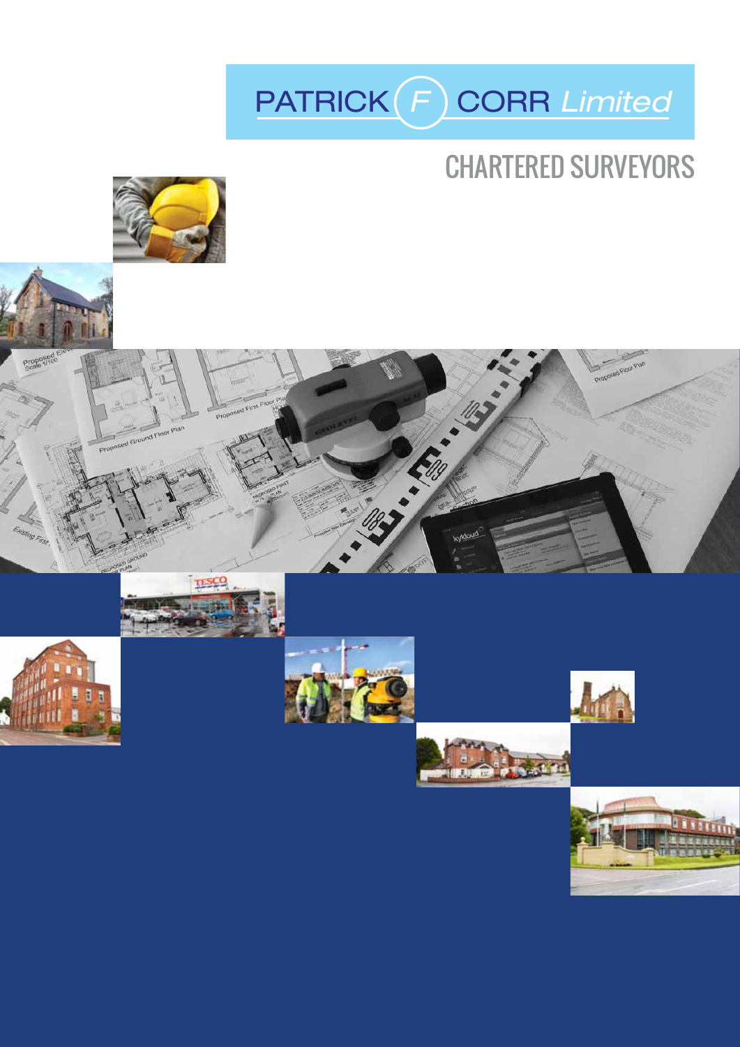# PATRICK F CORR *Limited*

## CHARTERED SURVEYORS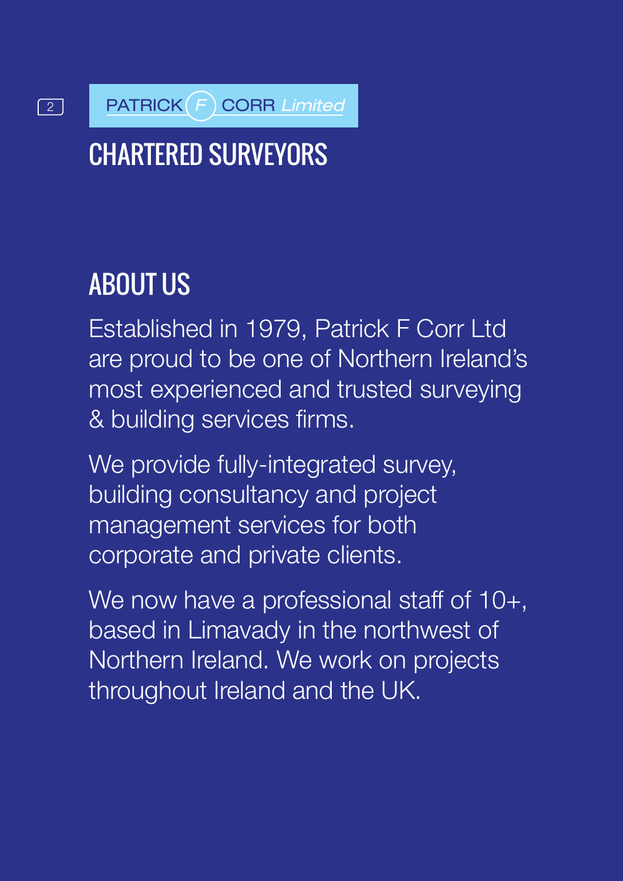PATRICK F CORR *Limited*

# CHARTERED SURVEYORS

## ABOUT US

Established in 1979, Patrick F Corr Ltd are proud to be one of Northern Ireland's most experienced and trusted surveying & building services firms.

We provide fully-integrated survey, building consultancy and project management services for both corporate and private clients.

We now have a professional staff of 10+, based in Limavady in the northwest of Northern Ireland. We work on projects throughout Ireland and the UK.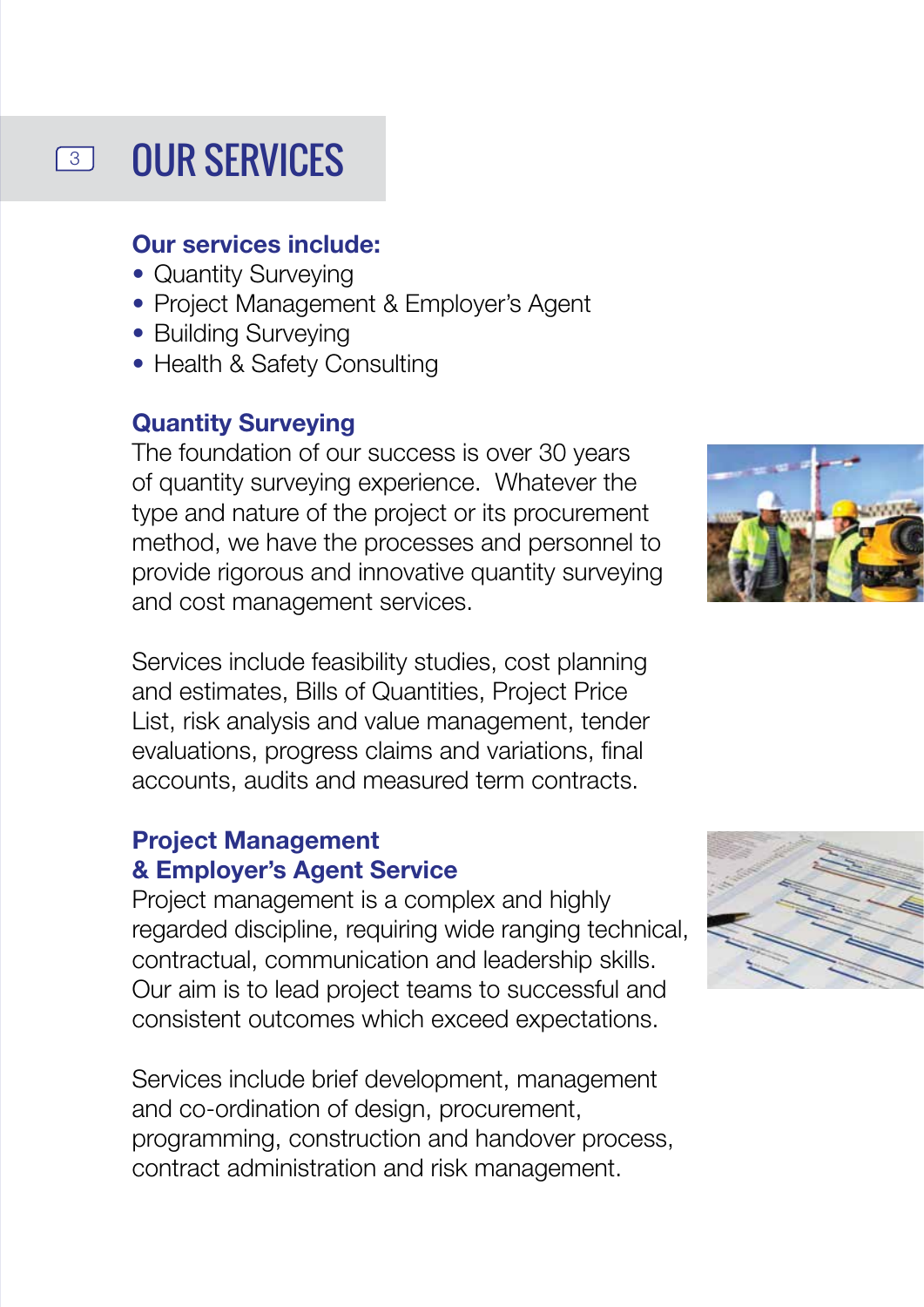# OUR SERVICES

**Our services include:**

- Quantity Surveying
- Project Management & Employer's Agent
- Building Surveying
- Health & Safety Consulting

## Quantity Surveying

The foundation of our success is over 30 years of quantity surveying experience. Whatever the type and nature of the project or its procurement method, we have the processes and personnel to provide rigorous and innovative quantity surveying and cost management services.

Services include feasibility studies, cost planning and estimates, Bills of Quantities, Project Price List, risk analysis and value management, tender evaluations, progress claims and variations, final accounts, audits and measured term contracts.

## Project Management & Employer's Agent Service

Project management is a complex and highly regarded discipline, requiring wide ranging technical, contractual, communication and leadership skills. Our aim is to lead project teams to successful and consistent outcomes which exceed expectations.

Services include brief development, management and co-ordination of design, procurement, programming, construction and handover process, contract administration and risk management.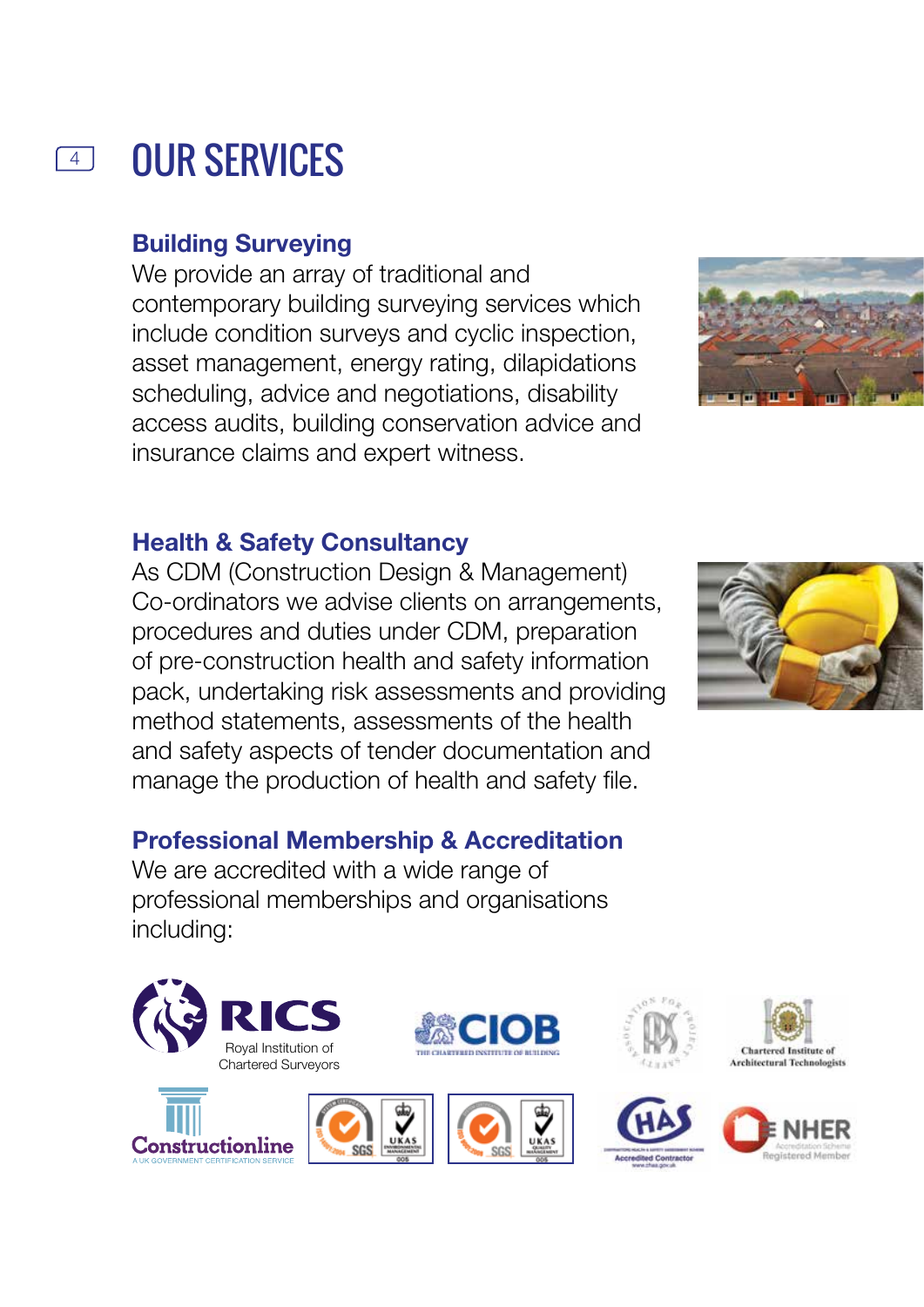# OUR SERVICES

## Building Surveying

We provide an array of traditional and contemporary building surveying services which include condition surveys and cyclic inspection, asset management, energy rating, dilapidations scheduling, advice and negotiations, disability access audits, building conservation advice and insurance claims and expert witness.

## Health & Safety Consultancy

As CDM (Construction Design & Management) Co-ordinators we advise clients on arrangements, procedures and duties under CDM, preparation of pre-construction health and safety information pack, undertaking risk assessments and providing method statements, assessments of the health and safety aspects of tender documentation and manage the production of health and safety file.

## Professional Membership & Accreditation

We are accredited with a wide range of professional memberships and organisations including: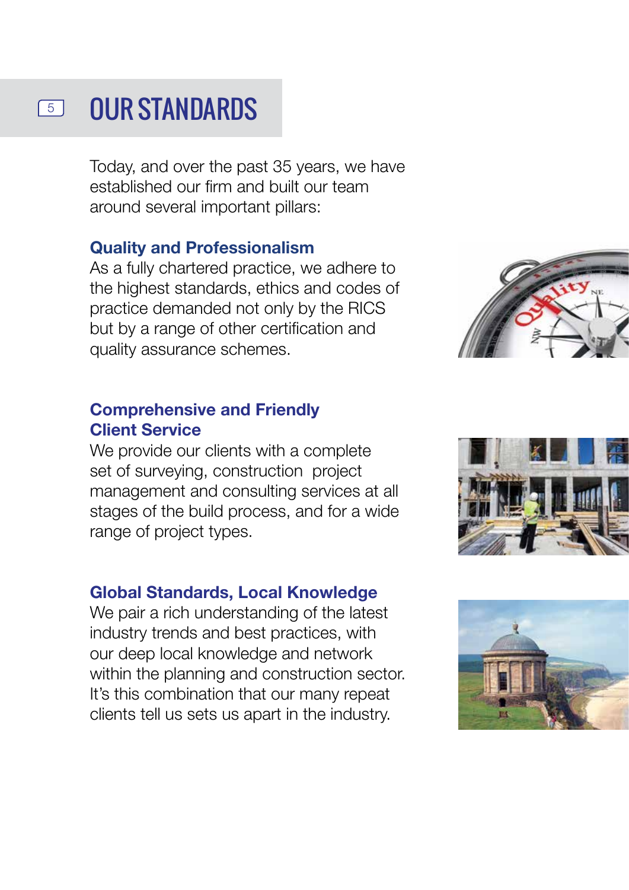# OUR STANDARDS

Today, and over the past 35 years, we have established our firm and built our team around several important pillars:

### Quality and Professionalism

As a fully chartered practice, we adhere to the highest standards, ethics and codes of practice demanded not only by the RICS but by a range of other certification and quality assurance schemes.

### Comprehensive and Friendly Client Service

We provide our clients with a complete set of surveying, construction project management and consulting services at all stages of the build process, and for a wide range of project types.

### Global Standards, Local Knowledge

We pair a rich understanding of the latest industry trends and best practices, with our deep local knowledge and network within the planning and construction sector. It's this combination that our many repeat clients tell us sets us apart in the industry.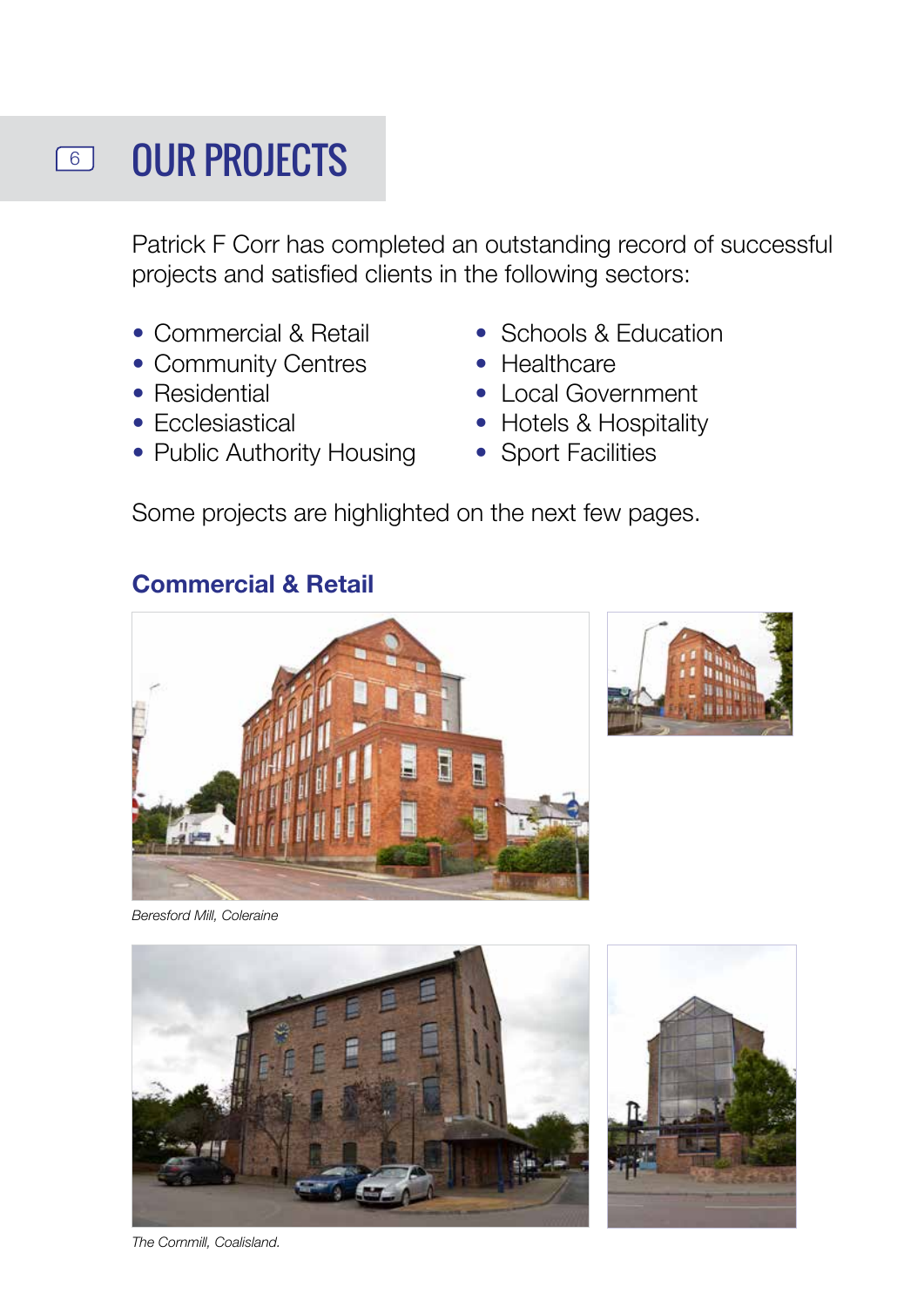# OUR PROJECTS

Patrick F Corr has completed an outstanding record of successful projects and satisfied clients in the following sectors:

- Commercial & Retail
- Community Centres
- Residential
- Ecclesiastical
- Public Authority Housing
- Schools & Education
- Healthcare
- Local Government
- Hotels & Hospitality
- Sport Facilities

Some projects are highlighted on the next few pages.

## Commercial & Retail

*Beresford Mill, Coleraine*

*The Cornmill, Coalisland.*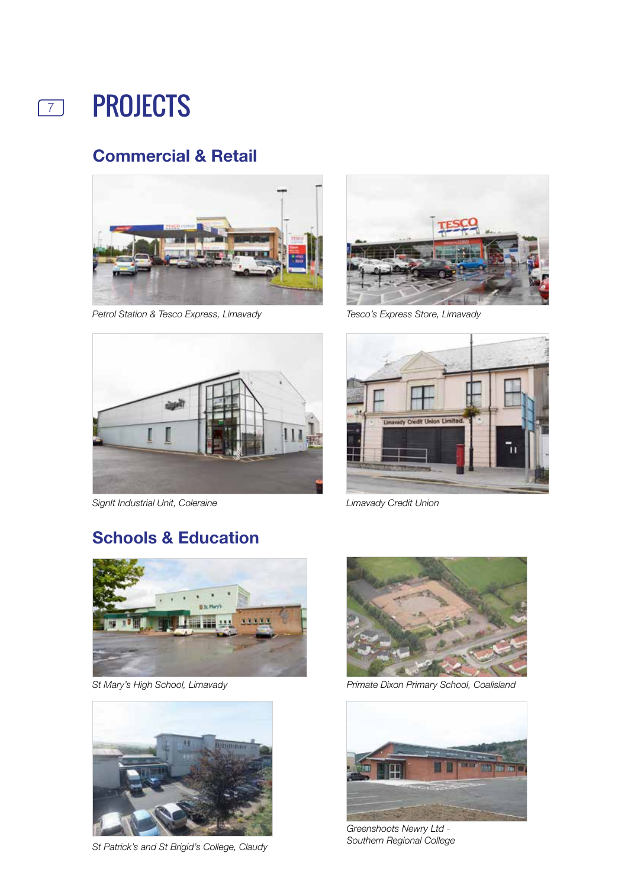# PROJECTS

## Commercial & Retail

*Petrol Station & Tesco Express, Limavady*

*Tesco's Express Store, Limavady*

*SignIt Industrial Unit, Coleraine*

*Limavady Credit Union*

## Schools & Education

*St Mary's High School, Limavady*

*Primate Dixon Primary School, Coalisland*

*St Patrick's and St Brigid's College, Claudy*

*Greenshoots Newry Ltd - Southern Regional College*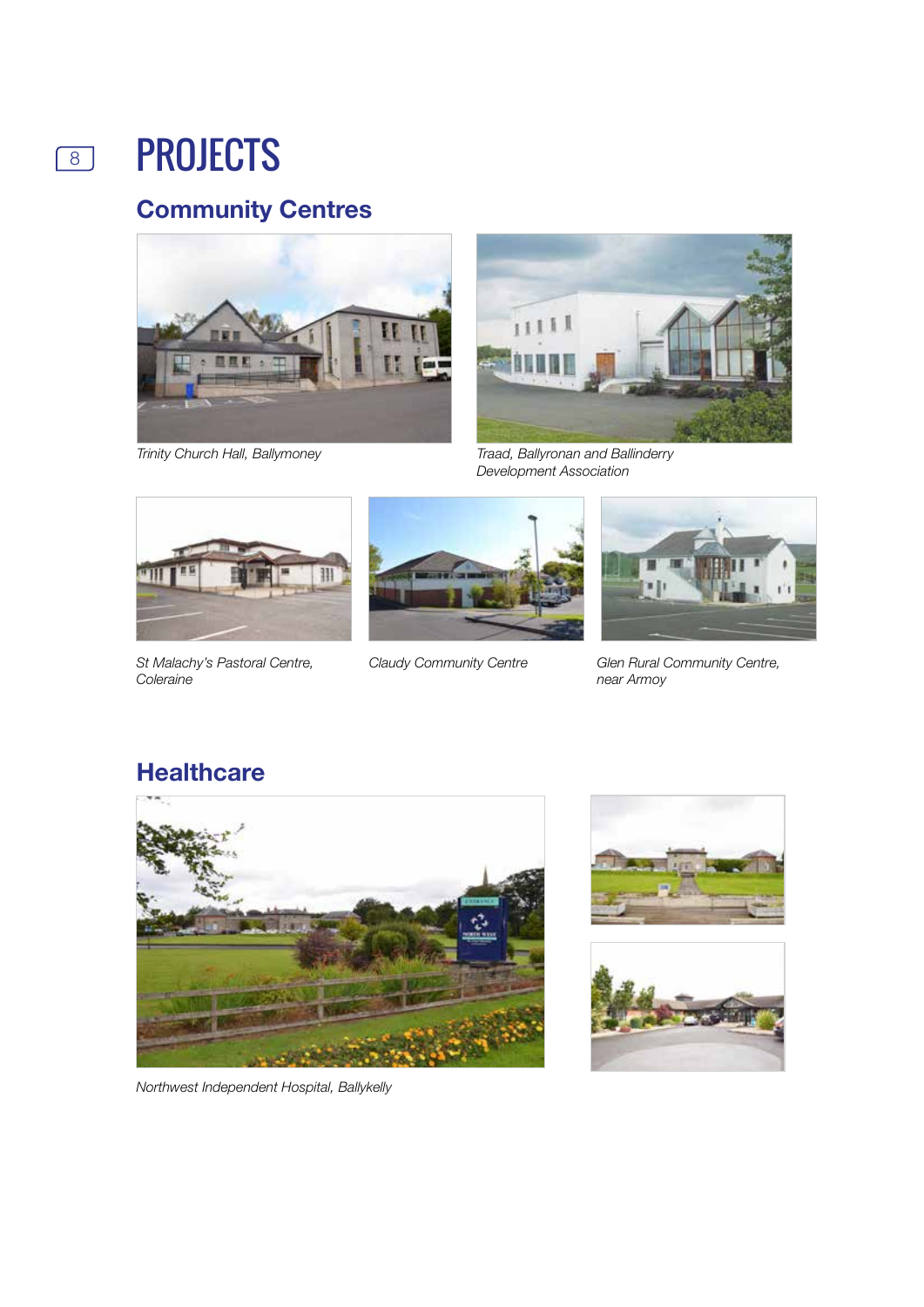# PROJECTS

## Community Centres

*Trinity Church Hall, Ballymoney*

*Traad, Ballyronan and Ballinderry Development Association*

*St Malachy's Pastoral Centre, Coleraine*

*Claudy Community Centre*

*Glen Rural Community Centre, near Armoy*

## Healthcare

*Northwest Independent Hospital, Ballykelly*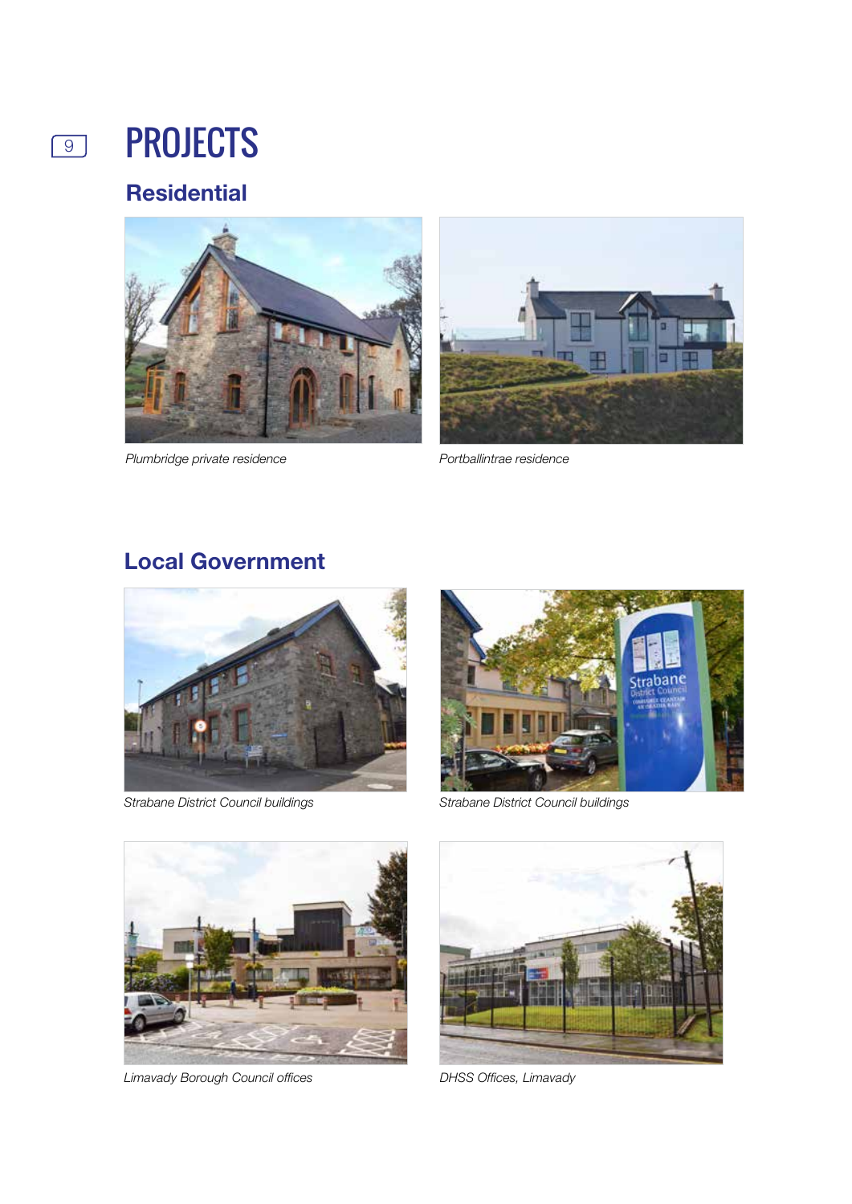# PROJECTS

## Residential

*Plumbridge private residence*

*Portballintrae residence*

## Local Government

*Strabane District Council buildings*

*Strabane District Council buildings*

*Limavady Borough Council offices*

*DHSS Offices, Limavady*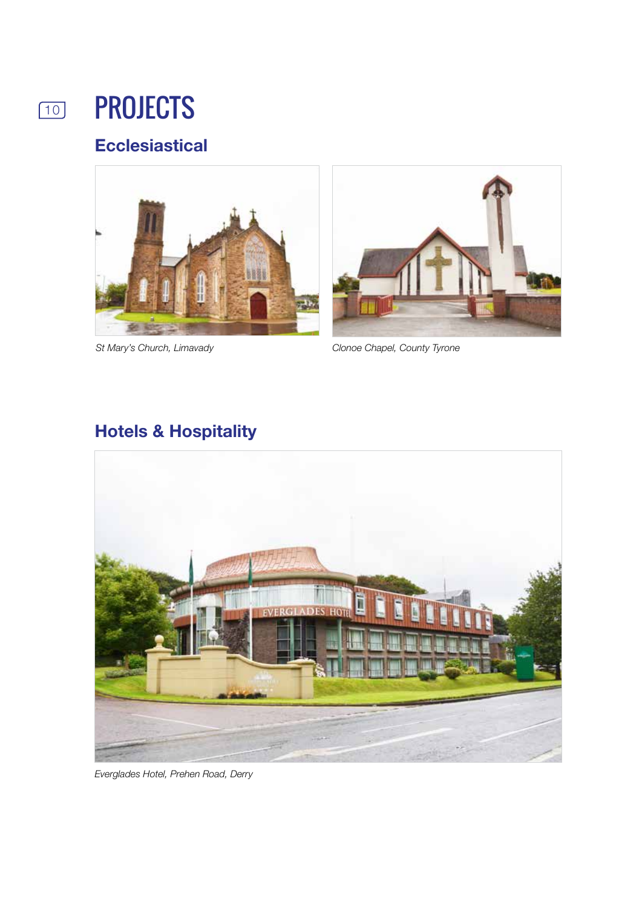# PROJECTS

## Ecclesiastical

*St Mary's Church, Limavady*

*Clonoe Chapel, County Tyrone*

## Hotels & Hospitality

*Everglades Hotel, Prehen Road, Derry*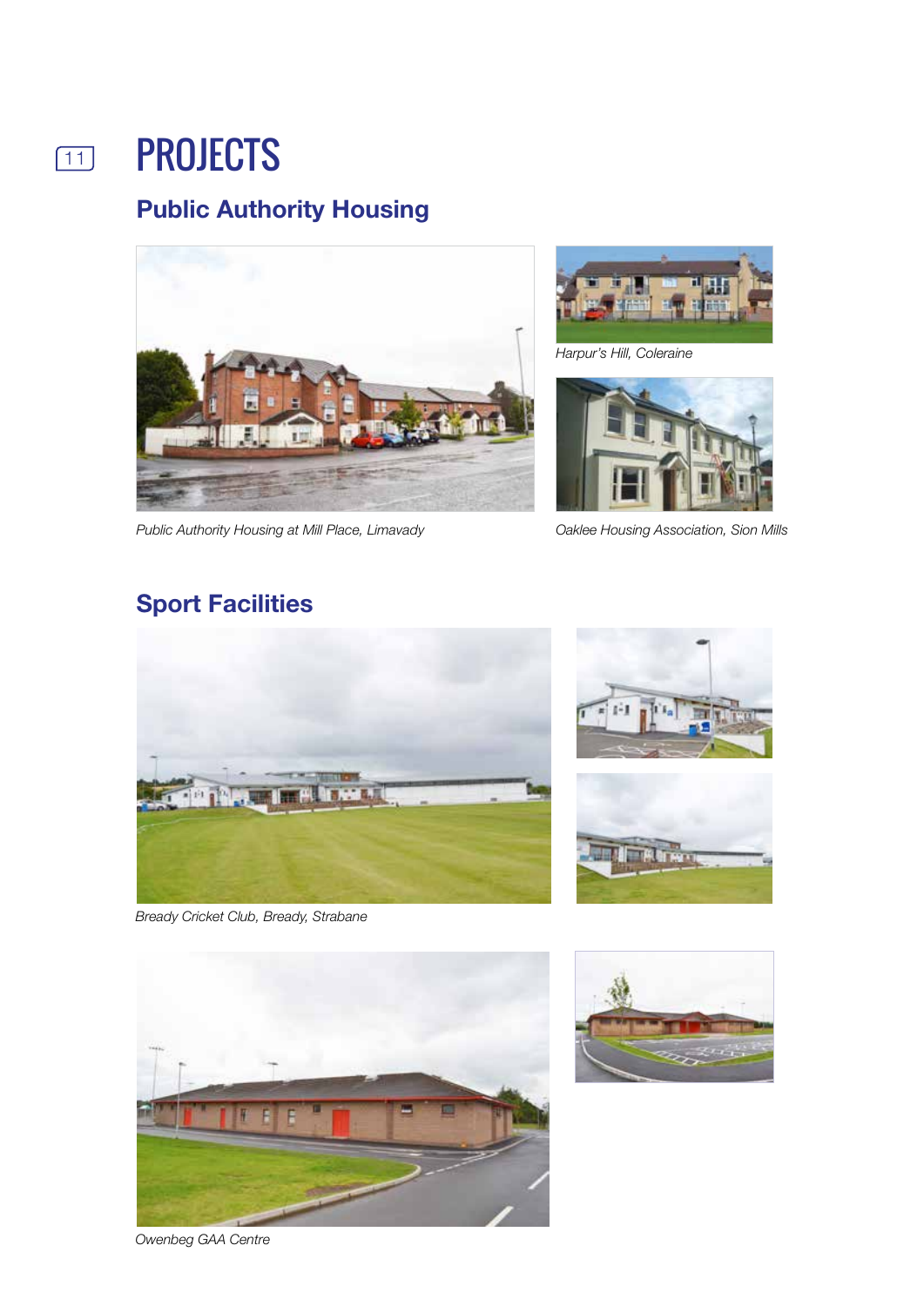# PROJECTS

## Public Authority Housing

*Harpur's Hill, Coleraine*

*Public Authority Housing at Mill Place, Limavady*

*Oaklee Housing Association, Sion Mills*

## Sport Facilities

*Bready Cricket Club, Bready, Strabane*

*Owenbeg GAA Centre*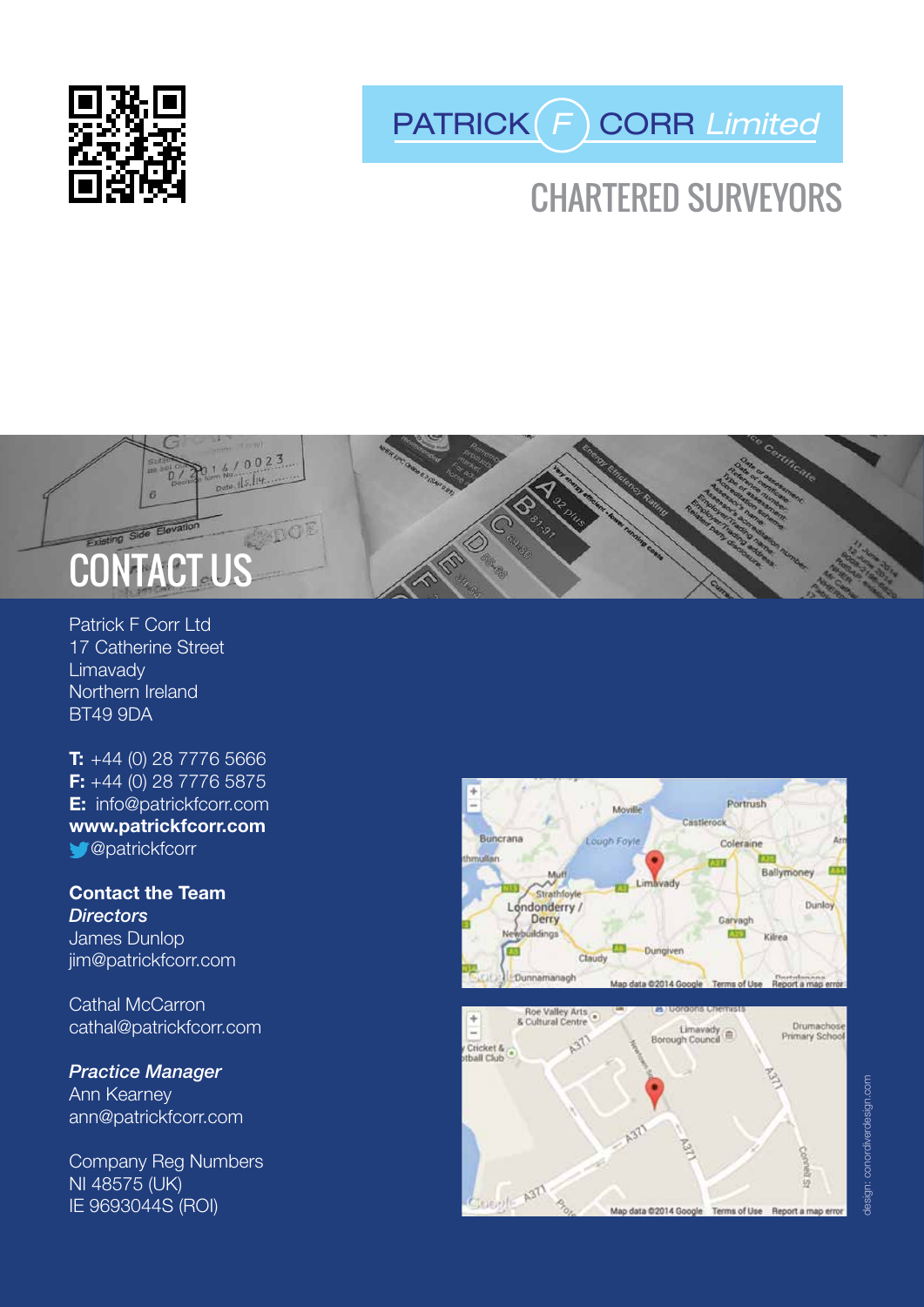PATRICK F CORR Limited

CHARTERED SURVEYORS

# CONTACT US

Patrick F Corr Ltd
17 Catherine Street
Limavady
Northern Ireland
BT49 9DA

**T:** +44 (0) 28 7776 5666
**F:** +44 (0) 28 7776 5875
**E:** info@patrickfcorr.com
**www.patrickfcorr.com**
@patrickfcorr

**Contact the Team**
***Directors***
James Dunlop
jim@patrickfcorr.com

Cathal McCarron
cathal@patrickfcorr.com

***Practice Manager***
Ann Kearney
ann@patrickfcorr.com

Company Reg Numbers
NI 48575 (UK)
IE 9693044S (ROI)

design: conordiverdesign.com